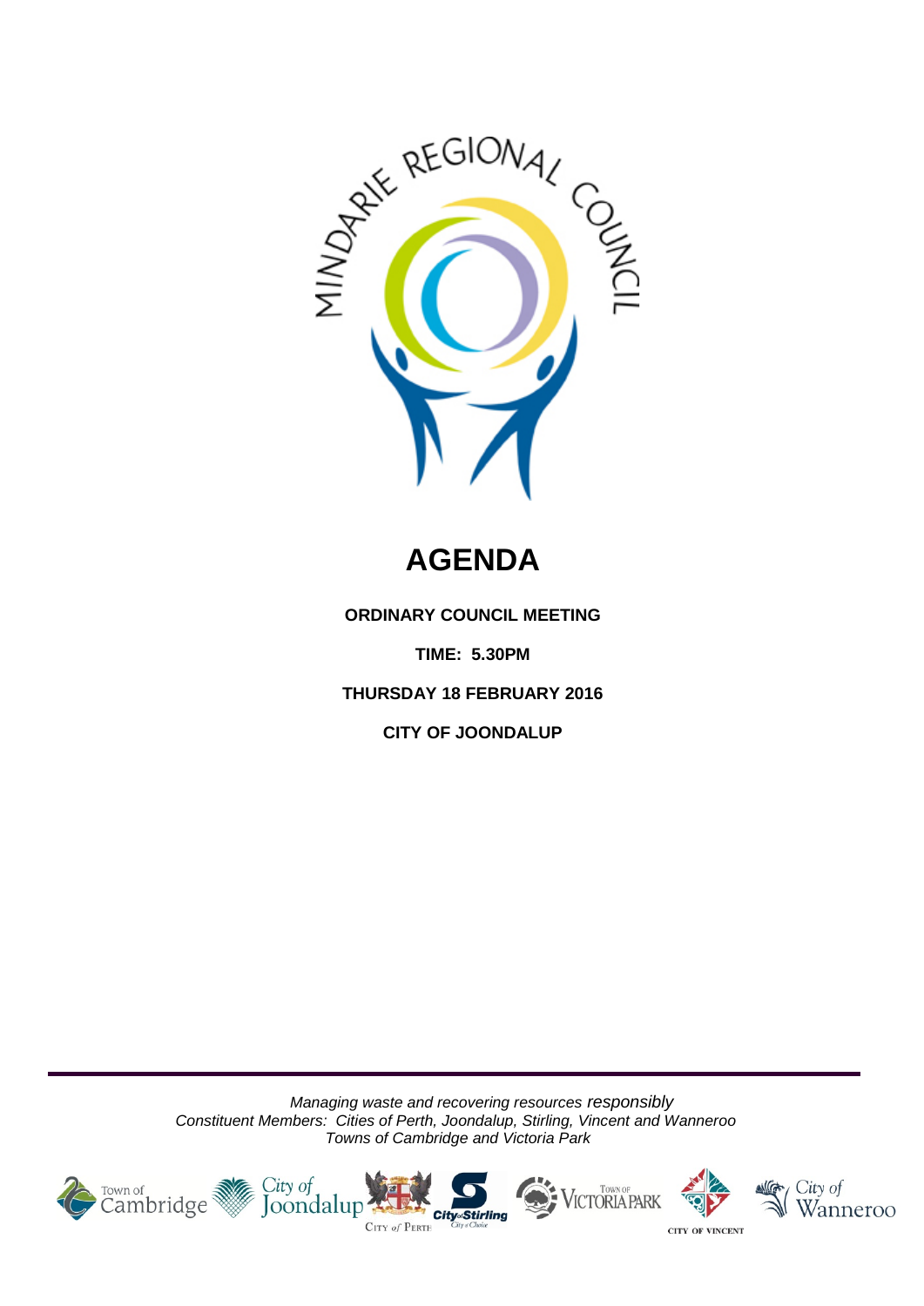# AGENDA

**ORDINARY COUNCIL MEETING**

**TIME: 5.30PM**

**THURSDAY 18 FEBRUARY 2016**

**CITY OF JOONDALUP**

*Managing waste and recovering resources responsibly*
*Constituent Members: Cities of Perth, Joondalup, Stirling, Vincent and Wanneroo*
*Towns of Cambridge and Victoria Park*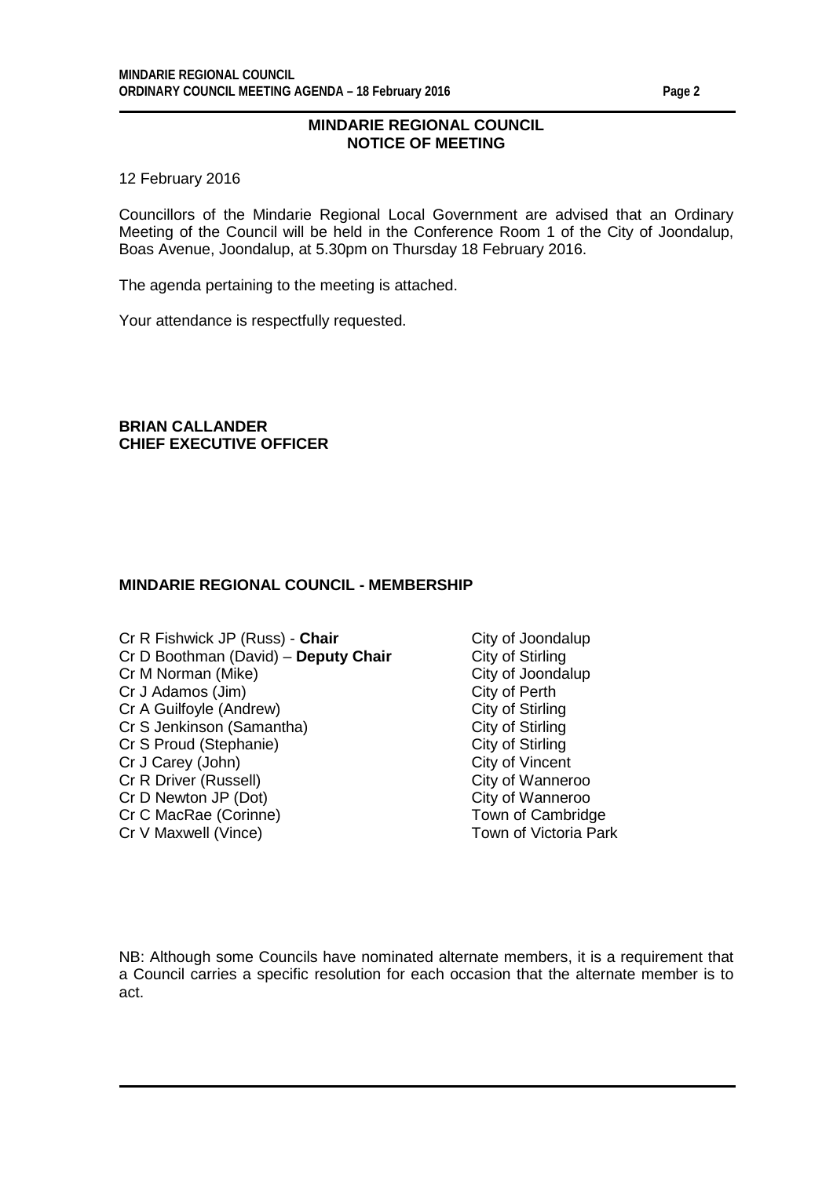## MINDARIE REGIONAL COUNCIL
## NOTICE OF MEETING

12 February 2016

Councillors of the Mindarie Regional Local Government are advised that an Ordinary Meeting of the Council will be held in the Conference Room 1 of the City of Joondalup, Boas Avenue, Joondalup, at 5.30pm on Thursday 18 February 2016.

The agenda pertaining to the meeting is attached.

Your attendance is respectfully requested.

**BRIAN CALLANDER**
**CHIEF EXECUTIVE OFFICER**

### MINDARIE REGIONAL COUNCIL - MEMBERSHIP

| | |
|---|---|
| Cr R Fishwick JP (Russ) - **Chair** | City of Joondalup |
| Cr D Boothman (David) – **Deputy Chair** | City of Stirling |
| Cr M Norman (Mike) | City of Joondalup |
| Cr J Adamos (Jim) | City of Perth |
| Cr A Guilfoyle (Andrew) | City of Stirling |
| Cr S Jenkinson (Samantha) | City of Stirling |
| Cr S Proud (Stephanie) | City of Stirling |
| Cr J Carey (John) | City of Vincent |
| Cr R Driver (Russell) | City of Wanneroo |
| Cr D Newton JP (Dot) | City of Wanneroo |
| Cr C MacRae (Corinne) | Town of Cambridge |
| Cr V Maxwell (Vince) | Town of Victoria Park |

NB: Although some Councils have nominated alternate members, it is a requirement that a Council carries a specific resolution for each occasion that the alternate member is to act.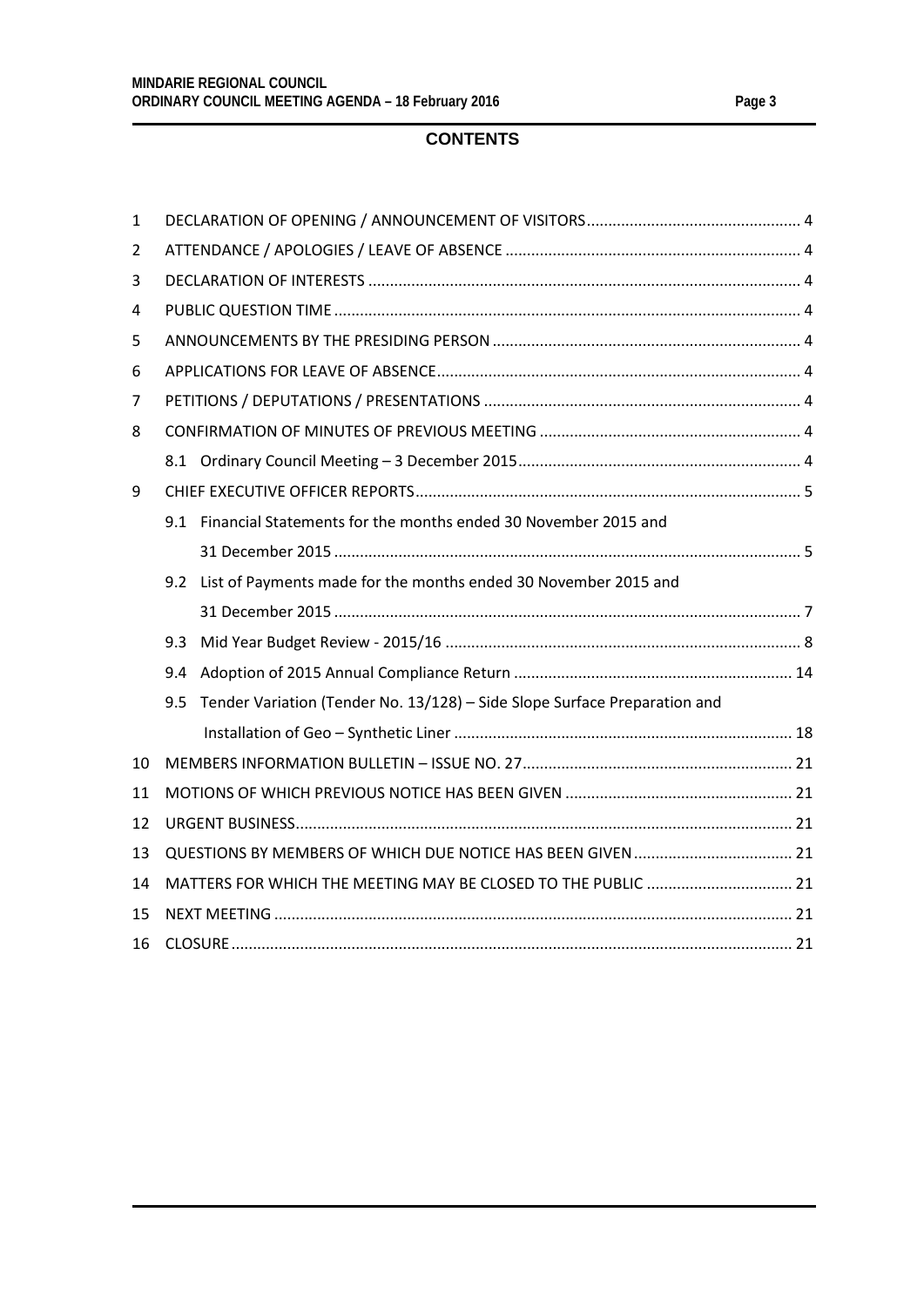## CONTENTS

| | | |
|---|---|---|
| 1 | DECLARATION OF OPENING / ANNOUNCEMENT OF VISITORS | 4 |
| 2 | ATTENDANCE / APOLOGIES / LEAVE OF ABSENCE | 4 |
| 3 | DECLARATION OF INTERESTS | 4 |
| 4 | PUBLIC QUESTION TIME | 4 |
| 5 | ANNOUNCEMENTS BY THE PRESIDING PERSON | 4 |
| 6 | APPLICATIONS FOR LEAVE OF ABSENCE | 4 |
| 7 | PETITIONS / DEPUTATIONS / PRESENTATIONS | 4 |
| 8 | CONFIRMATION OF MINUTES OF PREVIOUS MEETING | 4 |
| | 8.1 Ordinary Council Meeting – 3 December 2015 | 4 |
| 9 | CHIEF EXECUTIVE OFFICER REPORTS | 5 |
| | 9.1 Financial Statements for the months ended 30 November 2015 and 31 December 2015 | 5 |
| | 9.2 List of Payments made for the months ended 30 November 2015 and 31 December 2015 | 7 |
| | 9.3 Mid Year Budget Review - 2015/16 | 8 |
| | 9.4 Adoption of 2015 Annual Compliance Return | 14 |
| | 9.5 Tender Variation (Tender No. 13/128) – Side Slope Surface Preparation and Installation of Geo – Synthetic Liner | 18 |
| 10 | MEMBERS INFORMATION BULLETIN – ISSUE NO. 27 | 21 |
| 11 | MOTIONS OF WHICH PREVIOUS NOTICE HAS BEEN GIVEN | 21 |
| 12 | URGENT BUSINESS | 21 |
| 13 | QUESTIONS BY MEMBERS OF WHICH DUE NOTICE HAS BEEN GIVEN | 21 |
| 14 | MATTERS FOR WHICH THE MEETING MAY BE CLOSED TO THE PUBLIC | 21 |
| 15 | NEXT MEETING | 21 |
| 16 | CLOSURE | 21 |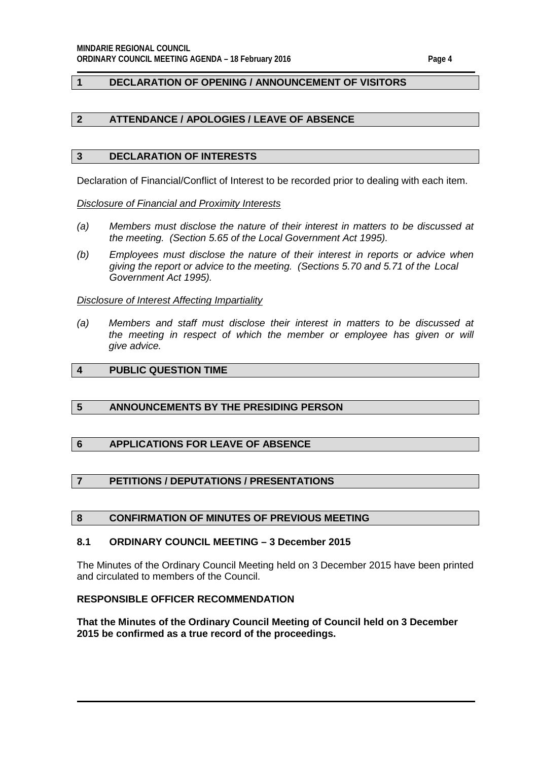## 1 DECLARATION OF OPENING / ANNOUNCEMENT OF VISITORS

## 2 ATTENDANCE / APOLOGIES / LEAVE OF ABSENCE

## 3 DECLARATION OF INTERESTS

Declaration of Financial/Conflict of Interest to be recorded prior to dealing with each item.

*Disclosure of Financial and Proximity Interests*

*(a) Members must disclose the nature of their interest in matters to be discussed at the meeting. (Section 5.65 of the Local Government Act 1995).*

*(b) Employees must disclose the nature of their interest in reports or advice when giving the report or advice to the meeting. (Sections 5.70 and 5.71 of the Local Government Act 1995).*

*Disclosure of Interest Affecting Impartiality*

*(a) Members and staff must disclose their interest in matters to be discussed at the meeting in respect of which the member or employee has given or will give advice.*

## 4 PUBLIC QUESTION TIME

## 5 ANNOUNCEMENTS BY THE PRESIDING PERSON

## 6 APPLICATIONS FOR LEAVE OF ABSENCE

## 7 PETITIONS / DEPUTATIONS / PRESENTATIONS

## 8 CONFIRMATION OF MINUTES OF PREVIOUS MEETING

### 8.1 ORDINARY COUNCIL MEETING – 3 December 2015

The Minutes of the Ordinary Council Meeting held on 3 December 2015 have been printed and circulated to members of the Council.

**RESPONSIBLE OFFICER RECOMMENDATION**

**That the Minutes of the Ordinary Council Meeting of Council held on 3 December 2015 be confirmed as a true record of the proceedings.**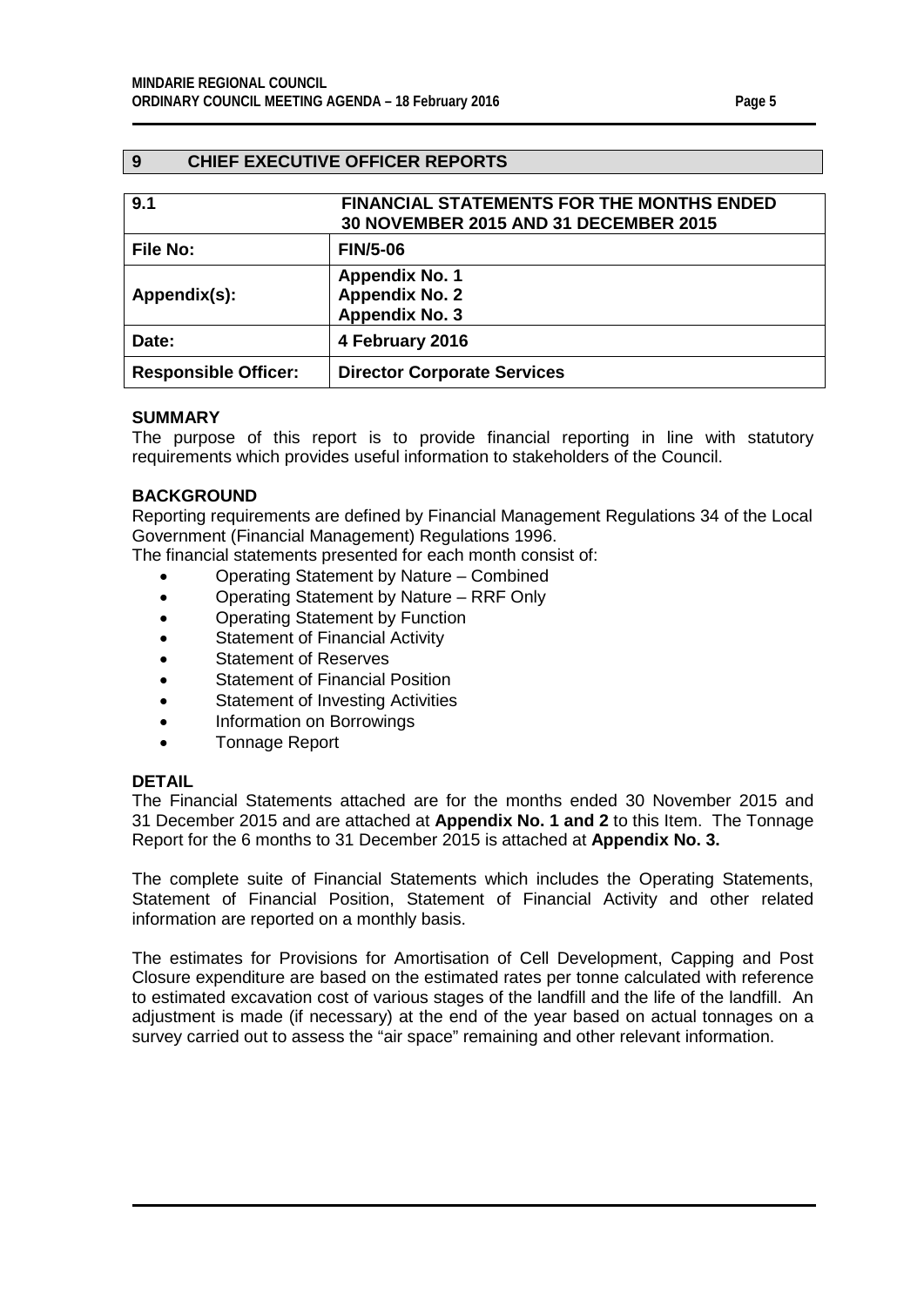## 9 CHIEF EXECUTIVE OFFICER REPORTS

| 9.1 | FINANCIAL STATEMENTS FOR THE MONTHS ENDED 30 NOVEMBER 2015 AND 31 DECEMBER 2015 |
|---|---|
| **File No:** | **FIN/5-06** |
| **Appendix(s):** | **Appendix No. 1**<br>**Appendix No. 2**<br>**Appendix No. 3** |
| **Date:** | **4 February 2016** |
| **Responsible Officer:** | **Director Corporate Services** |

**SUMMARY**

The purpose of this report is to provide financial reporting in line with statutory requirements which provides useful information to stakeholders of the Council.

**BACKGROUND**

Reporting requirements are defined by Financial Management Regulations 34 of the Local Government (Financial Management) Regulations 1996.

The financial statements presented for each month consist of:

- Operating Statement by Nature – Combined
- Operating Statement by Nature – RRF Only
- Operating Statement by Function
- Statement of Financial Activity
- Statement of Reserves
- Statement of Financial Position
- Statement of Investing Activities
- Information on Borrowings
- Tonnage Report

**DETAIL**

The Financial Statements attached are for the months ended 30 November 2015 and 31 December 2015 and are attached at **Appendix No. 1 and 2** to this Item. The Tonnage Report for the 6 months to 31 December 2015 is attached at **Appendix No. 3.**

The complete suite of Financial Statements which includes the Operating Statements, Statement of Financial Position, Statement of Financial Activity and other related information are reported on a monthly basis.

The estimates for Provisions for Amortisation of Cell Development, Capping and Post Closure expenditure are based on the estimated rates per tonne calculated with reference to estimated excavation cost of various stages of the landfill and the life of the landfill. An adjustment is made (if necessary) at the end of the year based on actual tonnages on a survey carried out to assess the "air space" remaining and other relevant information.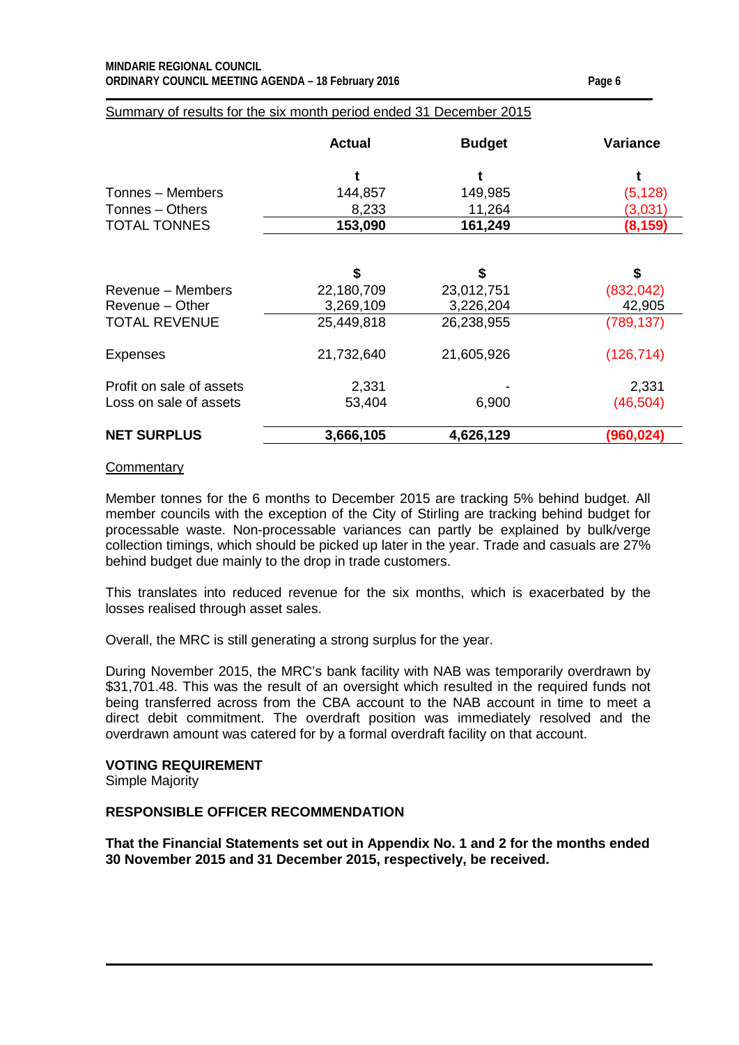Summary of results for the six month period ended 31 December 2015

| | Actual | Budget | Variance |
|---|---|---|---|
| | t | t | t |
| Tonnes – Members | 144,857 | 149,985 | (5,128) |
| Tonnes – Others | 8,233 | 11,264 | (3,031) |
| TOTAL TONNES | **153,090** | **161,249** | **(8,159)** |
| | | | |
| | $ | $ | $ |
| Revenue – Members | 22,180,709 | 23,012,751 | (832,042) |
| Revenue – Other | 3,269,109 | 3,226,204 | 42,905 |
| TOTAL REVENUE | 25,449,818 | 26,238,955 | (789,137) |
| | | | |
| Expenses | 21,732,640 | 21,605,926 | (126,714) |
| | | | |
| Profit on sale of assets | 2,331 | - | 2,331 |
| Loss on sale of assets | 53,404 | 6,900 | (46,504) |
| | | | |
| **NET SURPLUS** | **3,666,105** | **4,626,129** | **(960,024)** |

Commentary

Member tonnes for the 6 months to December 2015 are tracking 5% behind budget. All member councils with the exception of the City of Stirling are tracking behind budget for processable waste. Non-processable variances can partly be explained by bulk/verge collection timings, which should be picked up later in the year. Trade and casuals are 27% behind budget due mainly to the drop in trade customers.

This translates into reduced revenue for the six months, which is exacerbated by the losses realised through asset sales.

Overall, the MRC is still generating a strong surplus for the year.

During November 2015, the MRC's bank facility with NAB was temporarily overdrawn by $31,701.48. This was the result of an oversight which resulted in the required funds not being transferred across from the CBA account to the NAB account in time to meet a direct debit commitment. The overdraft position was immediately resolved and the overdrawn amount was catered for by a formal overdraft facility on that account.

**VOTING REQUIREMENT**

Simple Majority

**RESPONSIBLE OFFICER RECOMMENDATION**

**That the Financial Statements set out in Appendix No. 1 and 2 for the months ended 30 November 2015 and 31 December 2015, respectively, be received.**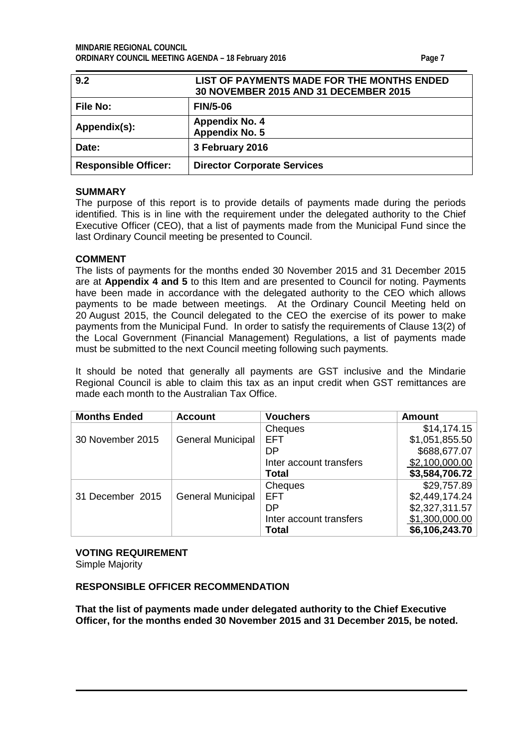| 9.2 | LIST OF PAYMENTS MADE FOR THE MONTHS ENDED 30 NOVEMBER 2015 AND 31 DECEMBER 2015 |
| --- | --- |
| **File No:** | **FIN/5-06** |
| **Appendix(s):** | **Appendix No. 4**<br>**Appendix No. 5** |
| **Date:** | **3 February 2016** |
| **Responsible Officer:** | **Director Corporate Services** |

## SUMMARY

The purpose of this report is to provide details of payments made during the periods identified. This is in line with the requirement under the delegated authority to the Chief Executive Officer (CEO), that a list of payments made from the Municipal Fund since the last Ordinary Council meeting be presented to Council.

## COMMENT

The lists of payments for the months ended 30 November 2015 and 31 December 2015 are at **Appendix 4 and 5** to this Item and are presented to Council for noting. Payments have been made in accordance with the delegated authority to the CEO which allows payments to be made between meetings. At the Ordinary Council Meeting held on 20 August 2015, the Council delegated to the CEO the exercise of its power to make payments from the Municipal Fund. In order to satisfy the requirements of Clause 13(2) of the Local Government (Financial Management) Regulations, a list of payments made must be submitted to the next Council meeting following such payments.

It should be noted that generally all payments are GST inclusive and the Mindarie Regional Council is able to claim this tax as an input credit when GST remittances are made each month to the Australian Tax Office.

| Months Ended | Account | Vouchers | Amount |
| --- | --- | --- | --- |
| 30 November 2015 | General Municipal | Cheques | $14,174.15 |
| | | EFT | $1,051,855.50 |
| | | DP | $688,677.07 |
| | | Inter account transfers | $2,100,000.00 |
| | | **Total** | **$3,584,706.72** |
| 31 December 2015 | General Municipal | Cheques | $29,757.89 |
| | | EFT | $2,449,174.24 |
| | | DP | $2,327,311.57 |
| | | Inter account transfers | $1,300,000.00 |
| | | **Total** | **$6,106,243.70** |

## VOTING REQUIREMENT

Simple Majority

## RESPONSIBLE OFFICER RECOMMENDATION

**That the list of payments made under delegated authority to the Chief Executive Officer, for the months ended 30 November 2015 and 31 December 2015, be noted.**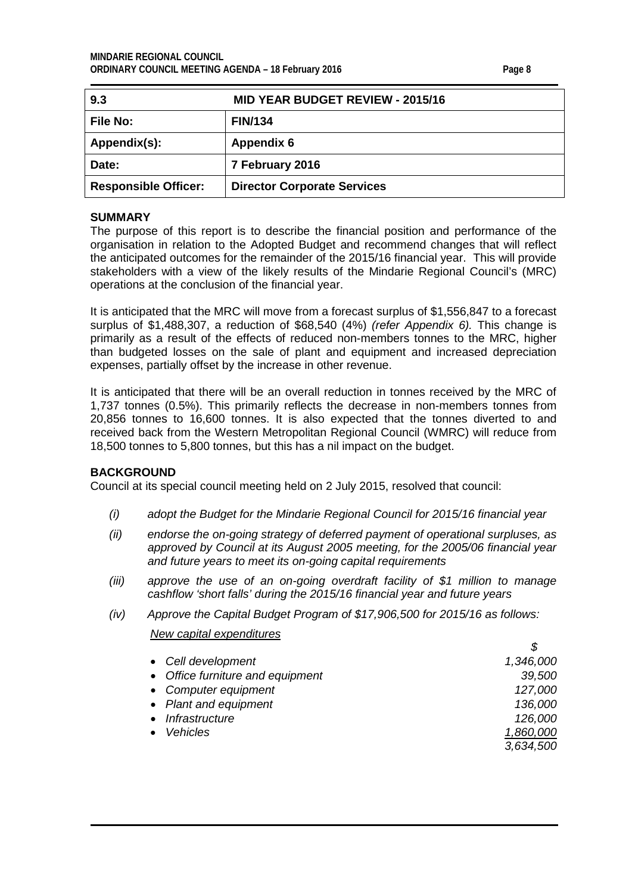| 9.3 | MID YEAR BUDGET REVIEW - 2015/16 |
|---|---|
| File No: | FIN/134 |
| Appendix(s): | Appendix 6 |
| Date: | 7 February 2016 |
| Responsible Officer: | Director Corporate Services |

## SUMMARY

The purpose of this report is to describe the financial position and performance of the organisation in relation to the Adopted Budget and recommend changes that will reflect the anticipated outcomes for the remainder of the 2015/16 financial year. This will provide stakeholders with a view of the likely results of the Mindarie Regional Council's (MRC) operations at the conclusion of the financial year.

It is anticipated that the MRC will move from a forecast surplus of $1,556,847 to a forecast surplus of $1,488,307, a reduction of $68,540 (4%) *(refer Appendix 6).* This change is primarily as a result of the effects of reduced non-members tonnes to the MRC, higher than budgeted losses on the sale of plant and equipment and increased depreciation expenses, partially offset by the increase in other revenue.

It is anticipated that there will be an overall reduction in tonnes received by the MRC of 1,737 tonnes (0.5%). This primarily reflects the decrease in non-members tonnes from 20,856 tonnes to 16,600 tonnes. It is also expected that the tonnes diverted to and received back from the Western Metropolitan Regional Council (WMRC) will reduce from 18,500 tonnes to 5,800 tonnes, but this has a nil impact on the budget.

## BACKGROUND

Council at its special council meeting held on 2 July 2015, resolved that council:

*(i) adopt the Budget for the Mindarie Regional Council for 2015/16 financial year*

*(ii) endorse the on-going strategy of deferred payment of operational surpluses, as approved by Council at its August 2005 meeting, for the 2005/06 financial year and future years to meet its on-going capital requirements*

*(iii) approve the use of an on-going overdraft facility of $1 million to manage cashflow 'short falls' during the 2015/16 financial year and future years*

*(iv) Approve the Capital Budget Program of $17,906,500 for 2015/16 as follows:*

*New capital expenditures*

| | *$* |
|---|---|
| • *Cell development* | *1,346,000* |
| • *Office furniture and equipment* | *39,500* |
| • *Computer equipment* | *127,000* |
| • *Plant and equipment* | *136,000* |
| • *Infrastructure* | *126,000* |
| • *Vehicles* | *1,860,000* |
| | *3,634,500* |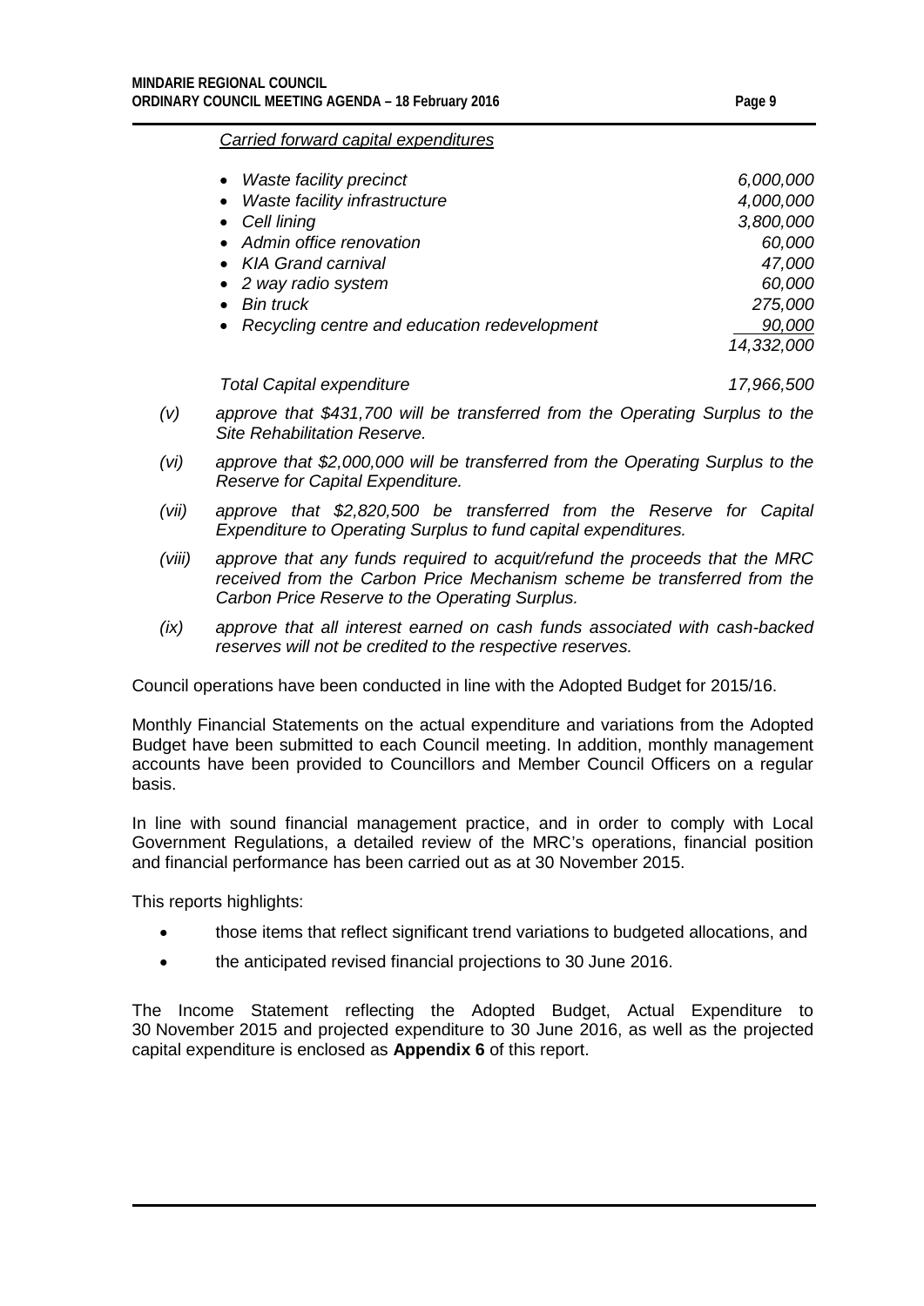*<u>Carried forward capital expenditures</u>*

| | |
|---|---:|
| • *Waste facility precinct* | *6,000,000* |
| • *Waste facility infrastructure* | *4,000,000* |
| • *Cell lining* | *3,800,000* |
| • *Admin office renovation* | *60,000* |
| • *KIA Grand carnival* | *47,000* |
| • *2 way radio system* | *60,000* |
| • *Bin truck* | *275,000* |
| • *Recycling centre and education redevelopment* | *<u>90,000</u>* |
| | *14,332,000* |
| *Total Capital expenditure* | *17,966,500* |

*(v)* *approve that $431,700 will be transferred from the Operating Surplus to the Site Rehabilitation Reserve.*

*(vi)* *approve that $2,000,000 will be transferred from the Operating Surplus to the Reserve for Capital Expenditure.*

*(vii)* *approve that $2,820,500 be transferred from the Reserve for Capital Expenditure to Operating Surplus to fund capital expenditures.*

*(viii)* *approve that any funds required to acquit/refund the proceeds that the MRC received from the Carbon Price Mechanism scheme be transferred from the Carbon Price Reserve to the Operating Surplus.*

*(ix)* *approve that all interest earned on cash funds associated with cash-backed reserves will not be credited to the respective reserves.*

Council operations have been conducted in line with the Adopted Budget for 2015/16.

Monthly Financial Statements on the actual expenditure and variations from the Adopted Budget have been submitted to each Council meeting. In addition, monthly management accounts have been provided to Councillors and Member Council Officers on a regular basis.

In line with sound financial management practice, and in order to comply with Local Government Regulations, a detailed review of the MRC's operations, financial position and financial performance has been carried out as at 30 November 2015.

This reports highlights:

- those items that reflect significant trend variations to budgeted allocations, and
- the anticipated revised financial projections to 30 June 2016.

The Income Statement reflecting the Adopted Budget, Actual Expenditure to 30 November 2015 and projected expenditure to 30 June 2016, as well as the projected capital expenditure is enclosed as **Appendix 6** of this report.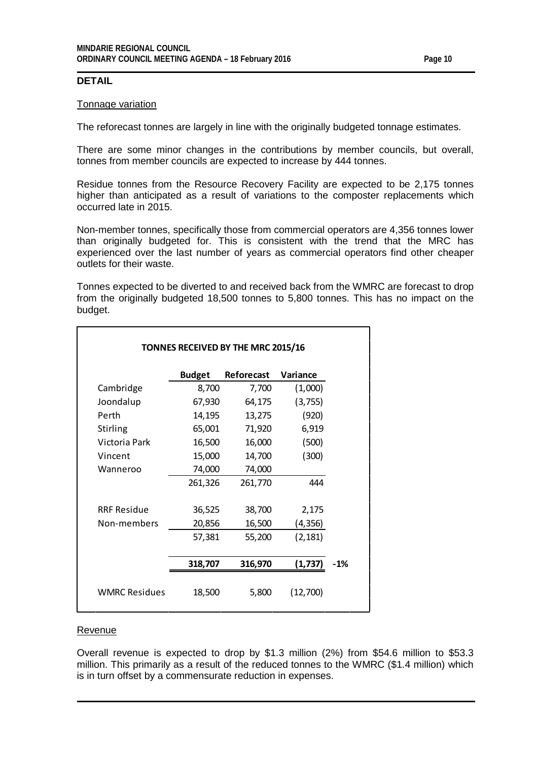## DETAIL

Tonnage variation

The reforecast tonnes are largely in line with the originally budgeted tonnage estimates.

There are some minor changes in the contributions by member councils, but overall, tonnes from member councils are expected to increase by 444 tonnes.

Residue tonnes from the Resource Recovery Facility are expected to be 2,175 tonnes higher than anticipated as a result of variations to the composter replacements which occurred late in 2015.

Non-member tonnes, specifically those from commercial operators are 4,356 tonnes lower than originally budgeted for. This is consistent with the trend that the MRC has experienced over the last number of years as commercial operators find other cheaper outlets for their waste.

Tonnes expected to be diverted to and received back from the WMRC are forecast to drop from the originally budgeted 18,500 tonnes to 5,800 tonnes. This has no impact on the budget.

**TONNES RECEIVED BY THE MRC 2015/16**

| | Budget | Reforecast | Variance | |
|---|---|---|---|---|
| Cambridge | 8,700 | 7,700 | (1,000) | |
| Joondalup | 67,930 | 64,175 | (3,755) | |
| Perth | 14,195 | 13,275 | (920) | |
| Stirling | 65,001 | 71,920 | 6,919 | |
| Victoria Park | 16,500 | 16,000 | (500) | |
| Vincent | 15,000 | 14,700 | (300) | |
| Wanneroo | 74,000 | 74,000 | | |
| | 261,326 | 261,770 | 444 | |
| RRF Residue | 36,525 | 38,700 | 2,175 | |
| Non-members | 20,856 | 16,500 | (4,356) | |
| | 57,381 | 55,200 | (2,181) | |
| | **318,707** | **316,970** | **(1,737)** | -1% |
| WMRC Residues | 18,500 | 5,800 | (12,700) | |

Revenue

Overall revenue is expected to drop by $1.3 million (2%) from $54.6 million to $53.3 million. This primarily as a result of the reduced tonnes to the WMRC ($1.4 million) which is in turn offset by a commensurate reduction in expenses.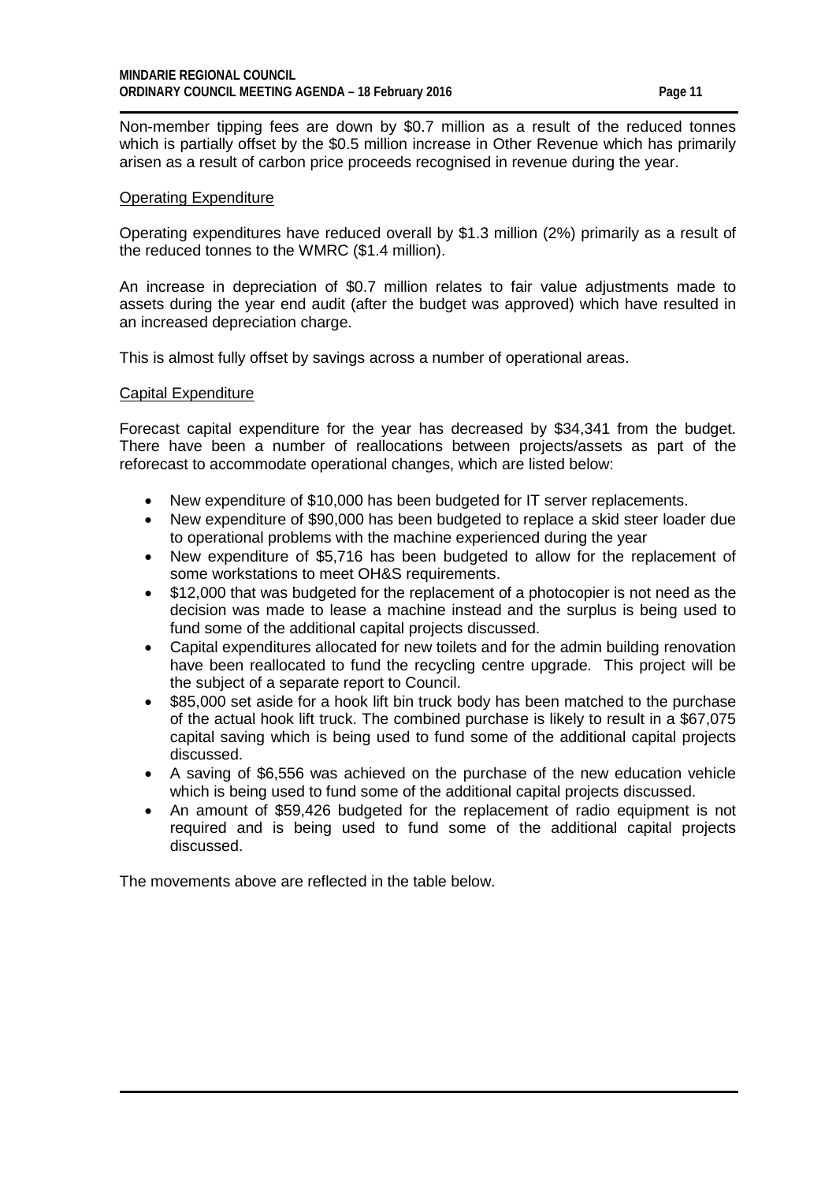Non-member tipping fees are down by $0.7 million as a result of the reduced tonnes which is partially offset by the $0.5 million increase in Other Revenue which has primarily arisen as a result of carbon price proceeds recognised in revenue during the year.

Operating Expenditure

Operating expenditures have reduced overall by $1.3 million (2%) primarily as a result of the reduced tonnes to the WMRC ($1.4 million).

An increase in depreciation of $0.7 million relates to fair value adjustments made to assets during the year end audit (after the budget was approved) which have resulted in an increased depreciation charge.

This is almost fully offset by savings across a number of operational areas.

Capital Expenditure

Forecast capital expenditure for the year has decreased by $34,341 from the budget. There have been a number of reallocations between projects/assets as part of the reforecast to accommodate operational changes, which are listed below:

- New expenditure of $10,000 has been budgeted for IT server replacements.
- New expenditure of $90,000 has been budgeted to replace a skid steer loader due to operational problems with the machine experienced during the year
- New expenditure of $5,716 has been budgeted to allow for the replacement of some workstations to meet OH&S requirements.
- $12,000 that was budgeted for the replacement of a photocopier is not need as the decision was made to lease a machine instead and the surplus is being used to fund some of the additional capital projects discussed.
- Capital expenditures allocated for new toilets and for the admin building renovation have been reallocated to fund the recycling centre upgrade. This project will be the subject of a separate report to Council.
- $85,000 set aside for a hook lift bin truck body has been matched to the purchase of the actual hook lift truck. The combined purchase is likely to result in a $67,075 capital saving which is being used to fund some of the additional capital projects discussed.
- A saving of $6,556 was achieved on the purchase of the new education vehicle which is being used to fund some of the additional capital projects discussed.
- An amount of $59,426 budgeted for the replacement of radio equipment is not required and is being used to fund some of the additional capital projects discussed.

The movements above are reflected in the table below.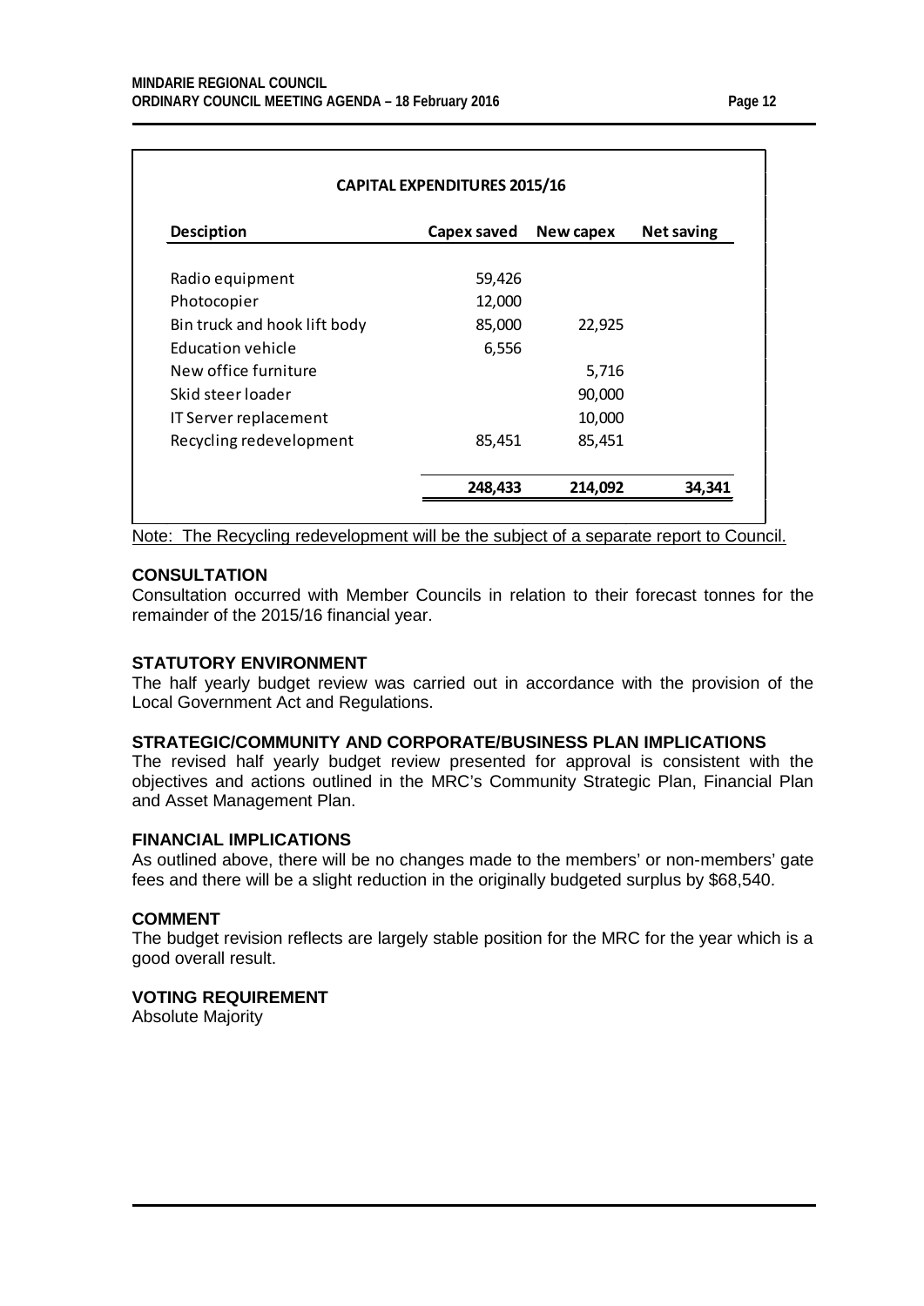**CAPITAL EXPENDITURES 2015/16**

| Desciption | Capex saved | New capex | Net saving |
|---|---|---|---|
| Radio equipment | 59,426 | | |
| Photocopier | 12,000 | | |
| Bin truck and hook lift body | 85,000 | 22,925 | |
| Education vehicle | 6,556 | | |
| New office furniture | | 5,716 | |
| Skid steer loader | | 90,000 | |
| IT Server replacement | | 10,000 | |
| Recycling redevelopment | 85,451 | 85,451 | |
| | **248,433** | **214,092** | **34,341** |

Note: The Recycling redevelopment will be the subject of a separate report to Council.

## CONSULTATION

Consultation occurred with Member Councils in relation to their forecast tonnes for the remainder of the 2015/16 financial year.

## STATUTORY ENVIRONMENT

The half yearly budget review was carried out in accordance with the provision of the Local Government Act and Regulations.

## STRATEGIC/COMMUNITY AND CORPORATE/BUSINESS PLAN IMPLICATIONS

The revised half yearly budget review presented for approval is consistent with the objectives and actions outlined in the MRC's Community Strategic Plan, Financial Plan and Asset Management Plan.

## FINANCIAL IMPLICATIONS

As outlined above, there will be no changes made to the members' or non-members' gate fees and there will be a slight reduction in the originally budgeted surplus by $68,540.

## COMMENT

The budget revision reflects are largely stable position for the MRC for the year which is a good overall result.

## VOTING REQUIREMENT

Absolute Majority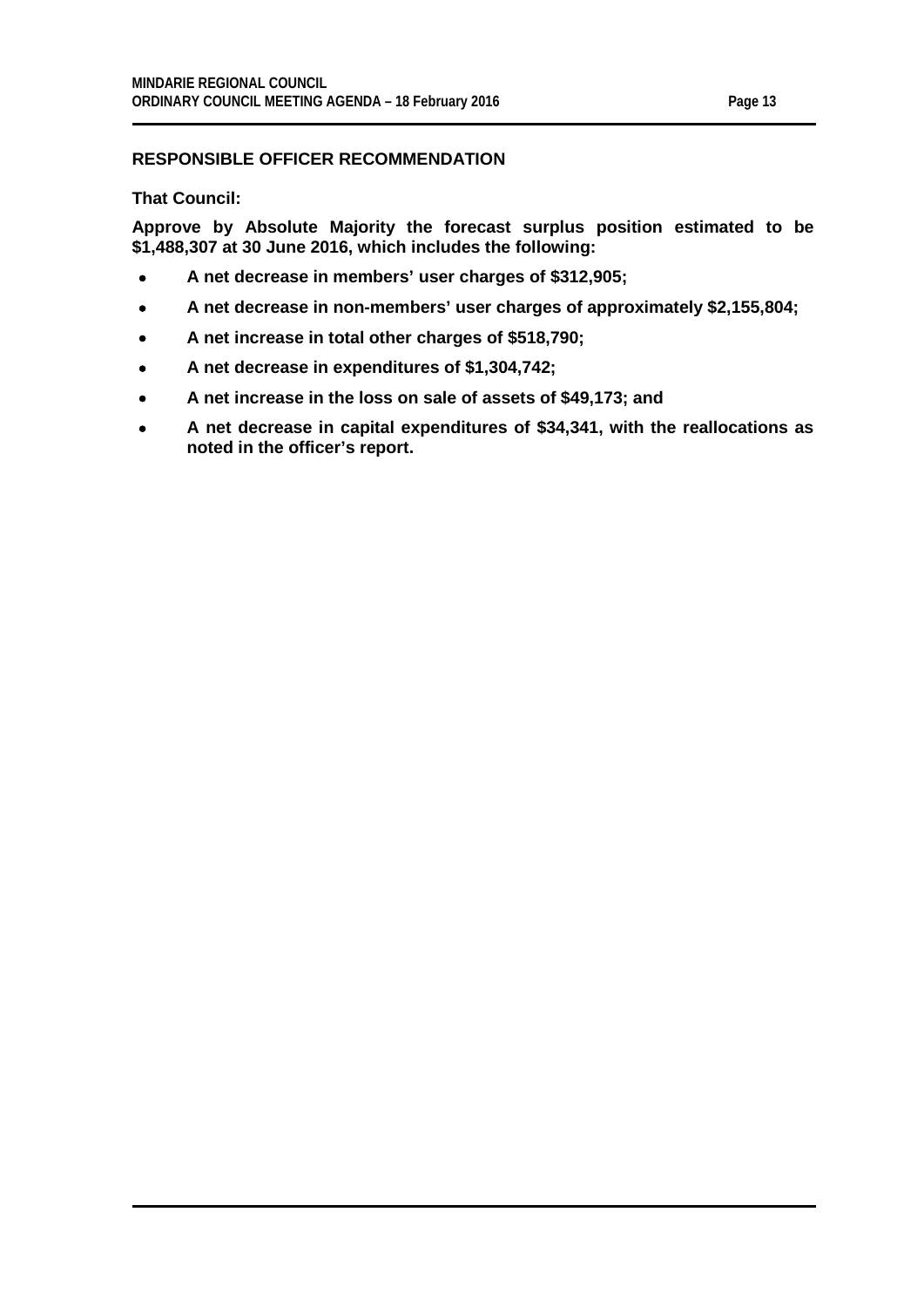### RESPONSIBLE OFFICER RECOMMENDATION

**That Council:**

**Approve by Absolute Majority the forecast surplus position estimated to be $1,488,307 at 30 June 2016, which includes the following:**

- **A net decrease in members' user charges of $312,905;**
- **A net decrease in non-members' user charges of approximately $2,155,804;**
- **A net increase in total other charges of $518,790;**
- **A net decrease in expenditures of $1,304,742;**
- **A net increase in the loss on sale of assets of $49,173; and**
- **A net decrease in capital expenditures of $34,341, with the reallocations as noted in the officer's report.**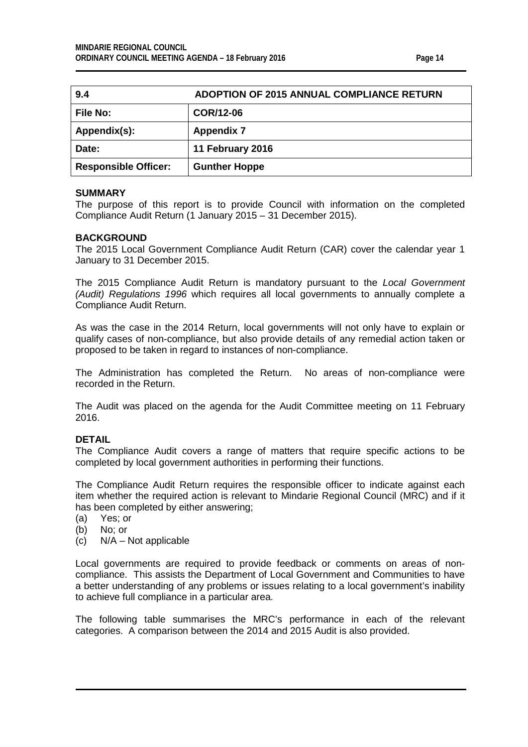| 9.4 | ADOPTION OF 2015 ANNUAL COMPLIANCE RETURN |
| --- | --- |
| File No: | COR/12-06 |
| Appendix(s): | Appendix 7 |
| Date: | 11 February 2016 |
| Responsible Officer: | Gunther Hoppe |

**SUMMARY**

The purpose of this report is to provide Council with information on the completed Compliance Audit Return (1 January 2015 – 31 December 2015).

**BACKGROUND**

The 2015 Local Government Compliance Audit Return (CAR) cover the calendar year 1 January to 31 December 2015.

The 2015 Compliance Audit Return is mandatory pursuant to the *Local Government (Audit) Regulations 1996* which requires all local governments to annually complete a Compliance Audit Return.

As was the case in the 2014 Return, local governments will not only have to explain or qualify cases of non-compliance, but also provide details of any remedial action taken or proposed to be taken in regard to instances of non-compliance.

The Administration has completed the Return. No areas of non-compliance were recorded in the Return.

The Audit was placed on the agenda for the Audit Committee meeting on 11 February 2016.

**DETAIL**

The Compliance Audit covers a range of matters that require specific actions to be completed by local government authorities in performing their functions.

The Compliance Audit Return requires the responsible officer to indicate against each item whether the required action is relevant to Mindarie Regional Council (MRC) and if it has been completed by either answering;

(a) Yes; or
(b) No; or
(c) N/A – Not applicable

Local governments are required to provide feedback or comments on areas of non-compliance. This assists the Department of Local Government and Communities to have a better understanding of any problems or issues relating to a local government's inability to achieve full compliance in a particular area.

The following table summarises the MRC's performance in each of the relevant categories. A comparison between the 2014 and 2015 Audit is also provided.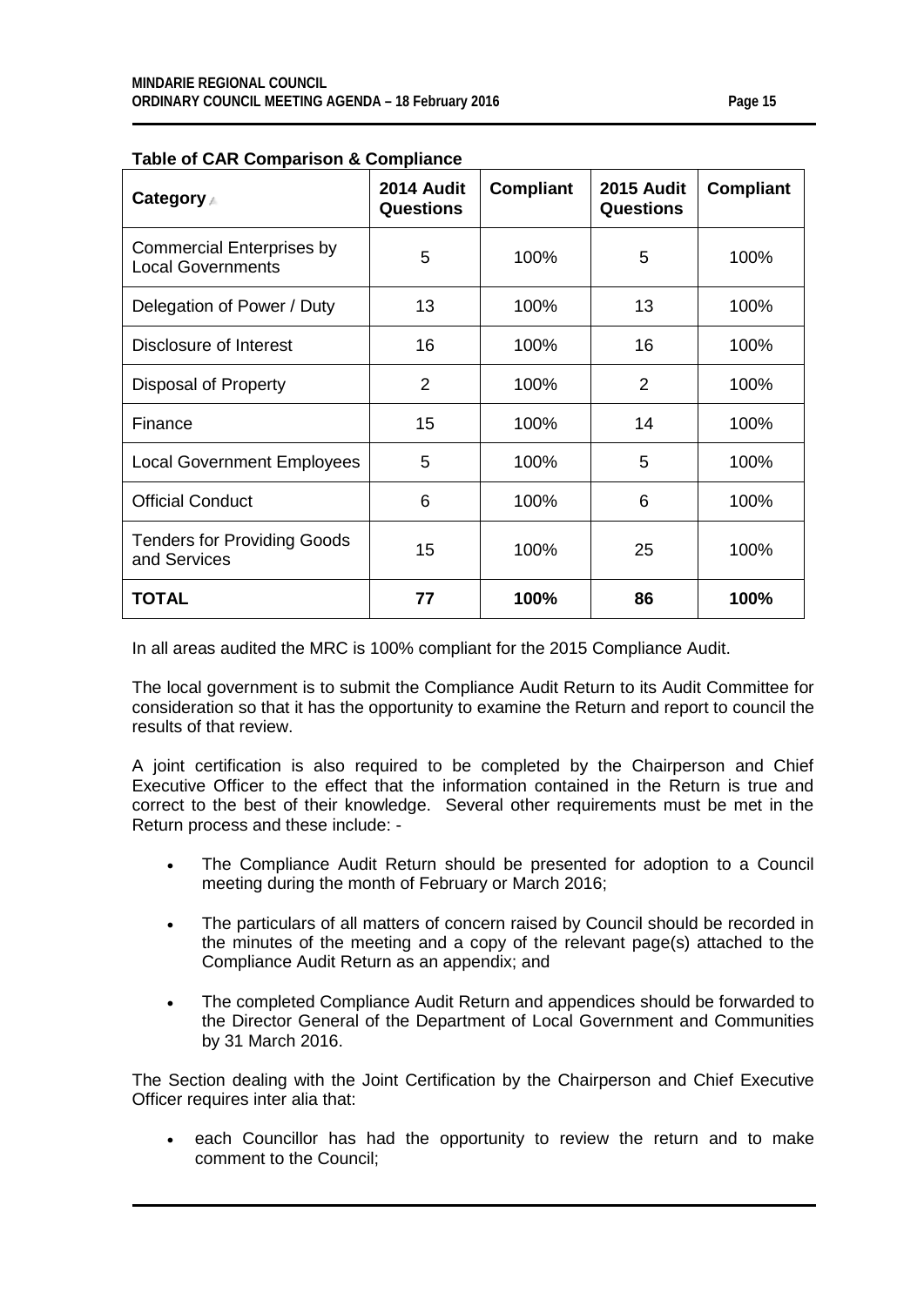**Table of CAR Comparison & Compliance**

| Category | 2014 Audit Questions | Compliant | 2015 Audit Questions | Compliant |
|---|---|---|---|---|
| Commercial Enterprises by Local Governments | 5 | 100% | 5 | 100% |
| Delegation of Power / Duty | 13 | 100% | 13 | 100% |
| Disclosure of Interest | 16 | 100% | 16 | 100% |
| Disposal of Property | 2 | 100% | 2 | 100% |
| Finance | 15 | 100% | 14 | 100% |
| Local Government Employees | 5 | 100% | 5 | 100% |
| Official Conduct | 6 | 100% | 6 | 100% |
| Tenders for Providing Goods and Services | 15 | 100% | 25 | 100% |
| **TOTAL** | **77** | **100%** | **86** | **100%** |

In all areas audited the MRC is 100% compliant for the 2015 Compliance Audit.

The local government is to submit the Compliance Audit Return to its Audit Committee for consideration so that it has the opportunity to examine the Return and report to council the results of that review.

A joint certification is also required to be completed by the Chairperson and Chief Executive Officer to the effect that the information contained in the Return is true and correct to the best of their knowledge. Several other requirements must be met in the Return process and these include: -

- The Compliance Audit Return should be presented for adoption to a Council meeting during the month of February or March 2016;
- The particulars of all matters of concern raised by Council should be recorded in the minutes of the meeting and a copy of the relevant page(s) attached to the Compliance Audit Return as an appendix; and
- The completed Compliance Audit Return and appendices should be forwarded to the Director General of the Department of Local Government and Communities by 31 March 2016.

The Section dealing with the Joint Certification by the Chairperson and Chief Executive Officer requires inter alia that:

- each Councillor has had the opportunity to review the return and to make comment to the Council;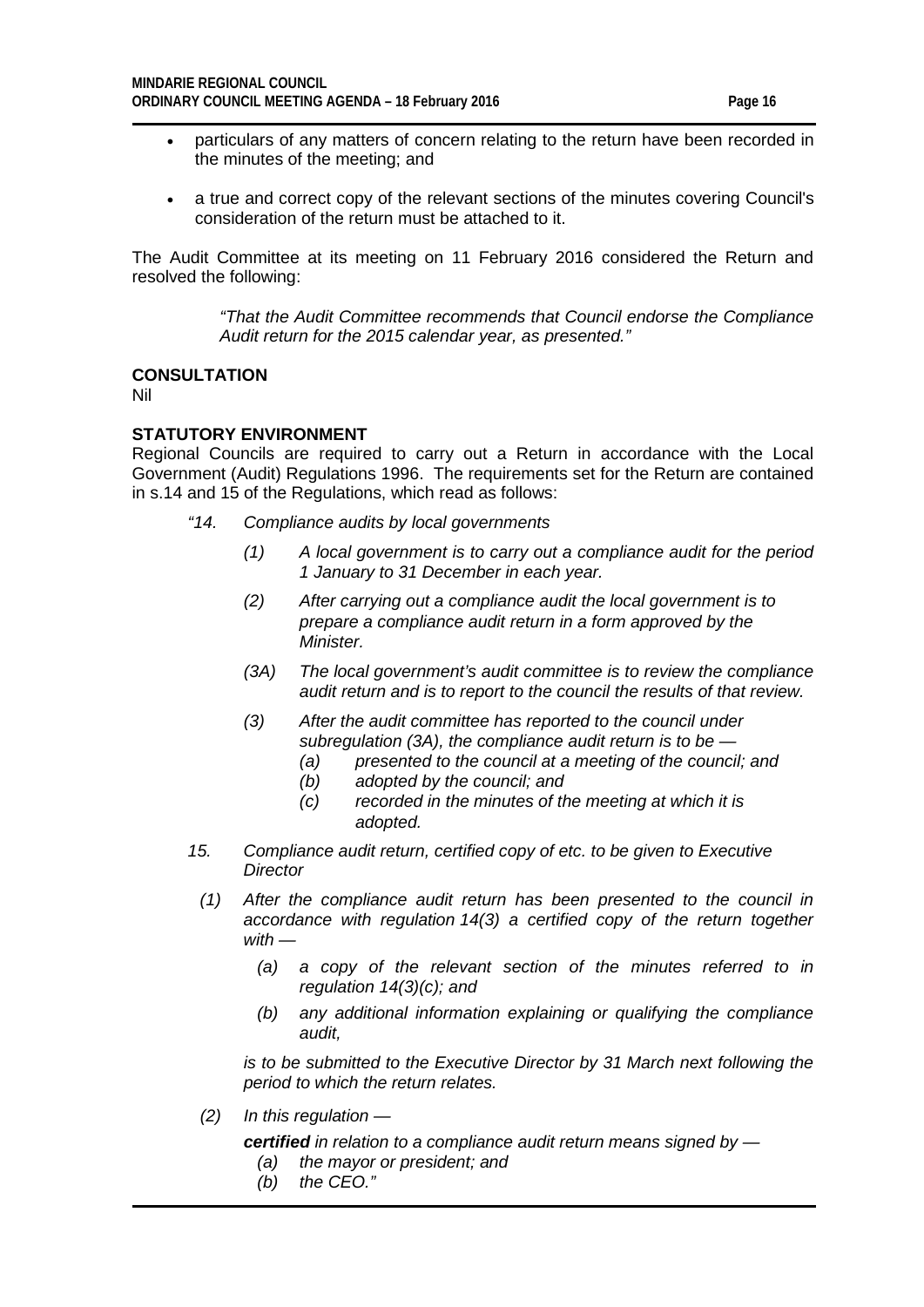- particulars of any matters of concern relating to the return have been recorded in the minutes of the meeting; and
- a true and correct copy of the relevant sections of the minutes covering Council's consideration of the return must be attached to it.

The Audit Committee at its meeting on 11 February 2016 considered the Return and resolved the following:

> *"That the Audit Committee recommends that Council endorse the Compliance Audit return for the 2015 calendar year, as presented."*

**CONSULTATION**

Nil

**STATUTORY ENVIRONMENT**

Regional Councils are required to carry out a Return in accordance with the Local Government (Audit) Regulations 1996. The requirements set for the Return are contained in s.14 and 15 of the Regulations, which read as follows:

*"14. Compliance audits by local governments*

*(1) A local government is to carry out a compliance audit for the period 1 January to 31 December in each year.*

*(2) After carrying out a compliance audit the local government is to prepare a compliance audit return in a form approved by the Minister.*

*(3A) The local government's audit committee is to review the compliance audit return and is to report to the council the results of that review.*

*(3) After the audit committee has reported to the council under subregulation (3A), the compliance audit return is to be —*

*(a) presented to the council at a meeting of the council; and*

*(b) adopted by the council; and*

*(c) recorded in the minutes of the meeting at which it is adopted.*

*15. Compliance audit return, certified copy of etc. to be given to Executive Director*

*(1) After the compliance audit return has been presented to the council in accordance with regulation 14(3) a certified copy of the return together with —*

*(a) a copy of the relevant section of the minutes referred to in regulation 14(3)(c); and*

*(b) any additional information explaining or qualifying the compliance audit,*

*is to be submitted to the Executive Director by 31 March next following the period to which the return relates.*

*(2) In this regulation —*

***certified*** *in relation to a compliance audit return means signed by —*

*(a) the mayor or president; and*

*(b) the CEO."*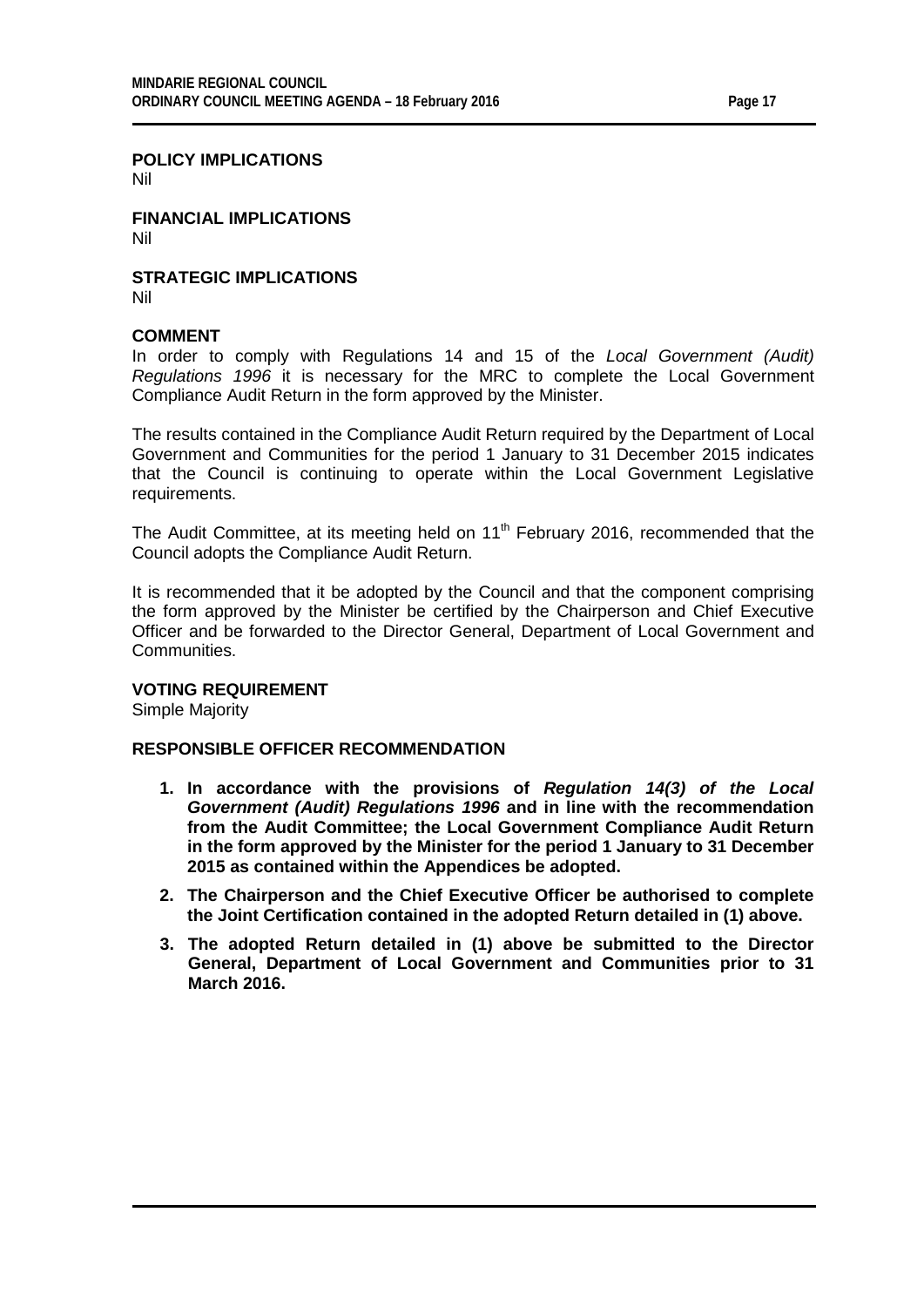**POLICY IMPLICATIONS**
Nil

**FINANCIAL IMPLICATIONS**
Nil

**STRATEGIC IMPLICATIONS**
Nil

**COMMENT**
In order to comply with Regulations 14 and 15 of the *Local Government (Audit) Regulations 1996* it is necessary for the MRC to complete the Local Government Compliance Audit Return in the form approved by the Minister.

The results contained in the Compliance Audit Return required by the Department of Local Government and Communities for the period 1 January to 31 December 2015 indicates that the Council is continuing to operate within the Local Government Legislative requirements.

The Audit Committee, at its meeting held on 11th February 2016, recommended that the Council adopts the Compliance Audit Return.

It is recommended that it be adopted by the Council and that the component comprising the form approved by the Minister be certified by the Chairperson and Chief Executive Officer and be forwarded to the Director General, Department of Local Government and Communities.

**VOTING REQUIREMENT**
Simple Majority

**RESPONSIBLE OFFICER RECOMMENDATION**

1. **In accordance with the provisions of *Regulation 14(3) of the Local Government (Audit) Regulations 1996* and in line with the recommendation from the Audit Committee; the Local Government Compliance Audit Return in the form approved by the Minister for the period 1 January to 31 December 2015 as contained within the Appendices be adopted.**
2. **The Chairperson and the Chief Executive Officer be authorised to complete the Joint Certification contained in the adopted Return detailed in (1) above.**
3. **The adopted Return detailed in (1) above be submitted to the Director General, Department of Local Government and Communities prior to 31 March 2016.**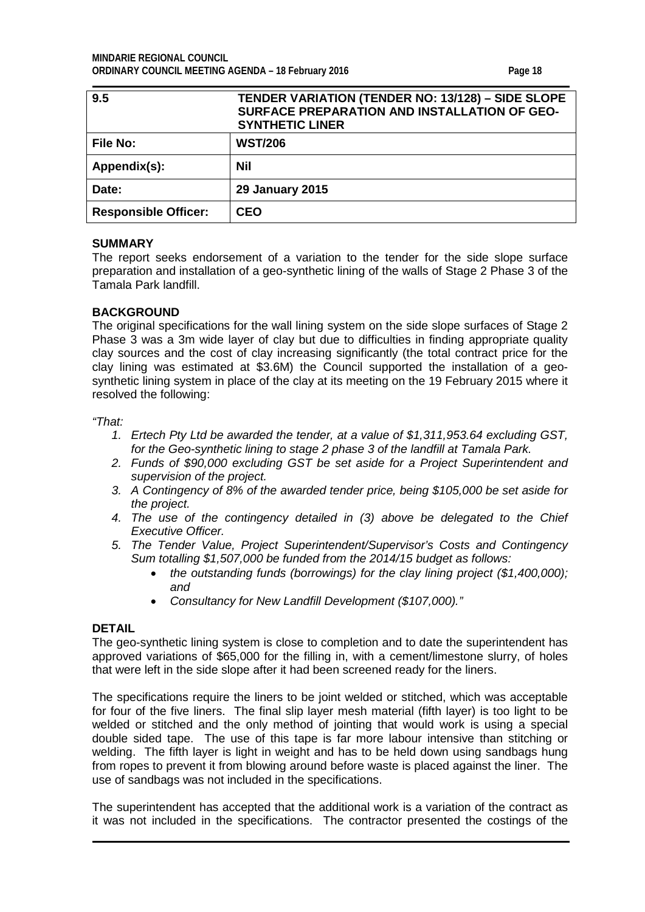| 9.5 | TENDER VARIATION (TENDER NO: 13/128) – SIDE SLOPE SURFACE PREPARATION AND INSTALLATION OF GEO-SYNTHETIC LINER |
| --- | --- |
| File No: | WST/206 |
| Appendix(s): | Nil |
| Date: | 29 January 2015 |
| Responsible Officer: | CEO |

## SUMMARY

The report seeks endorsement of a variation to the tender for the side slope surface preparation and installation of a geo-synthetic lining of the walls of Stage 2 Phase 3 of the Tamala Park landfill.

## BACKGROUND

The original specifications for the wall lining system on the side slope surfaces of Stage 2 Phase 3 was a 3m wide layer of clay but due to difficulties in finding appropriate quality clay sources and the cost of clay increasing significantly (the total contract price for the clay lining was estimated at $3.6M) the Council supported the installation of a geo-synthetic lining system in place of the clay at its meeting on the 19 February 2015 where it resolved the following:

*"That:*

1. *Ertech Pty Ltd be awarded the tender, at a value of $1,311,953.64 excluding GST, for the Geo-synthetic lining to stage 2 phase 3 of the landfill at Tamala Park.*
2. *Funds of $90,000 excluding GST be set aside for a Project Superintendent and supervision of the project.*
3. *A Contingency of 8% of the awarded tender price, being $105,000 be set aside for the project.*
4. *The use of the contingency detailed in (3) above be delegated to the Chief Executive Officer.*
5. *The Tender Value, Project Superintendent/Supervisor's Costs and Contingency Sum totalling $1,507,000 be funded from the 2014/15 budget as follows:*
   - *the outstanding funds (borrowings) for the clay lining project ($1,400,000); and*
   - *Consultancy for New Landfill Development ($107,000)."*

## DETAIL

The geo-synthetic lining system is close to completion and to date the superintendent has approved variations of $65,000 for the filling in, with a cement/limestone slurry, of holes that were left in the side slope after it had been screened ready for the liners.

The specifications require the liners to be joint welded or stitched, which was acceptable for four of the five liners. The final slip layer mesh material (fifth layer) is too light to be welded or stitched and the only method of jointing that would work is using a special double sided tape. The use of this tape is far more labour intensive than stitching or welding. The fifth layer is light in weight and has to be held down using sandbags hung from ropes to prevent it from blowing around before waste is placed against the liner. The use of sandbags was not included in the specifications.

The superintendent has accepted that the additional work is a variation of the contract as it was not included in the specifications. The contractor presented the costings of the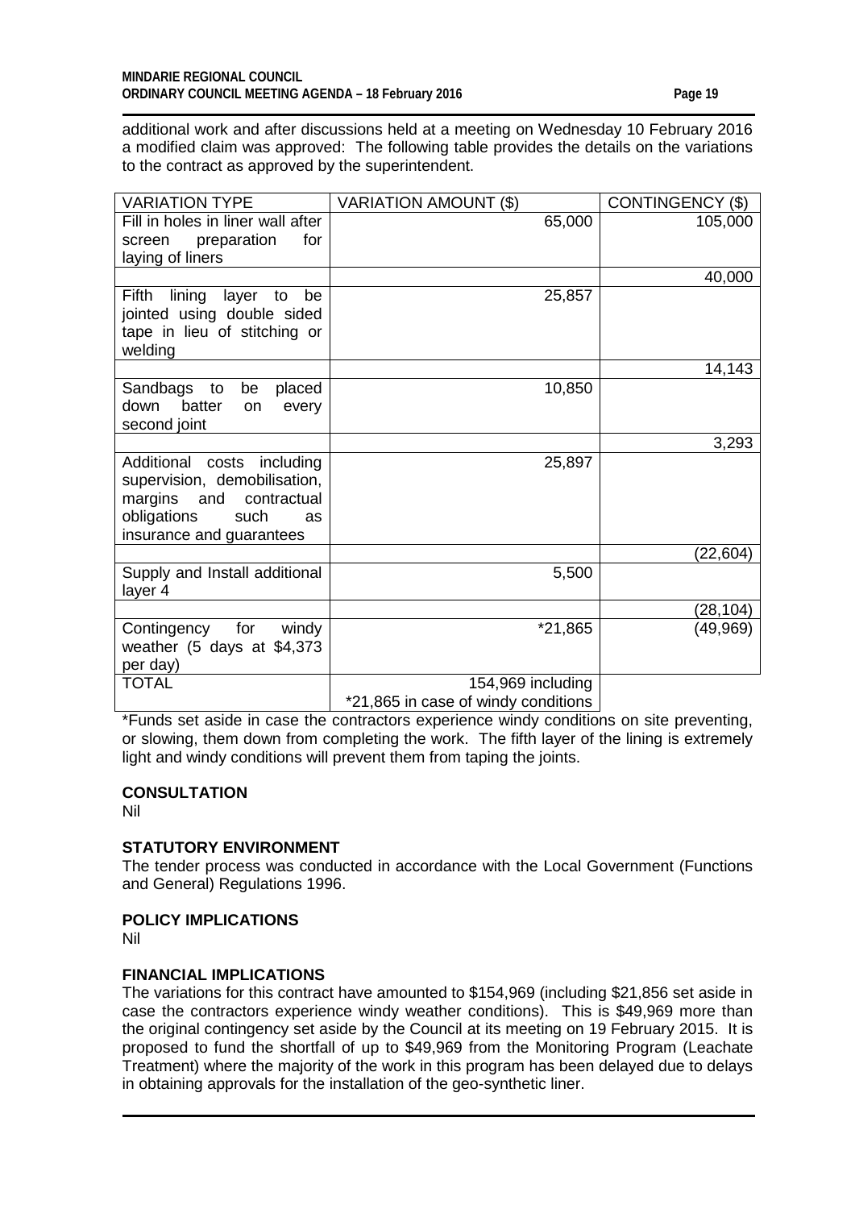additional work and after discussions held at a meeting on Wednesday 10 February 2016 a modified claim was approved: The following table provides the details on the variations to the contract as approved by the superintendent.

| VARIATION TYPE | VARIATION AMOUNT ($) | CONTINGENCY ($) |
|---|---|---|
| Fill in holes in liner wall after screen preparation for laying of liners | 65,000 | 105,000 |
| | | 40,000 |
| Fifth lining layer to be jointed using double sided tape in lieu of stitching or welding | 25,857 | |
| | | 14,143 |
| Sandbags to be placed down batter on every second joint | 10,850 | |
| | | 3,293 |
| Additional costs including supervision, demobilisation, margins and contractual obligations such as insurance and guarantees | 25,897 | |
| | | (22,604) |
| Supply and Install additional layer 4 | 5,500 | |
| | | (28,104) |
| Contingency for windy weather (5 days at $4,373 per day) | *21,865 | (49,969) |
| TOTAL | 154,969 including *21,865 in case of windy conditions | |

*Funds set aside in case the contractors experience windy conditions on site preventing, or slowing, them down from completing the work. The fifth layer of the lining is extremely light and windy conditions will prevent them from taping the joints.

**CONSULTATION**

Nil

**STATUTORY ENVIRONMENT**

The tender process was conducted in accordance with the Local Government (Functions and General) Regulations 1996.

**POLICY IMPLICATIONS**

Nil

**FINANCIAL IMPLICATIONS**

The variations for this contract have amounted to $154,969 (including $21,856 set aside in case the contractors experience windy weather conditions). This is $49,969 more than the original contingency set aside by the Council at its meeting on 19 February 2015. It is proposed to fund the shortfall of up to $49,969 from the Monitoring Program (Leachate Treatment) where the majority of the work in this program has been delayed due to delays in obtaining approvals for the installation of the geo-synthetic liner.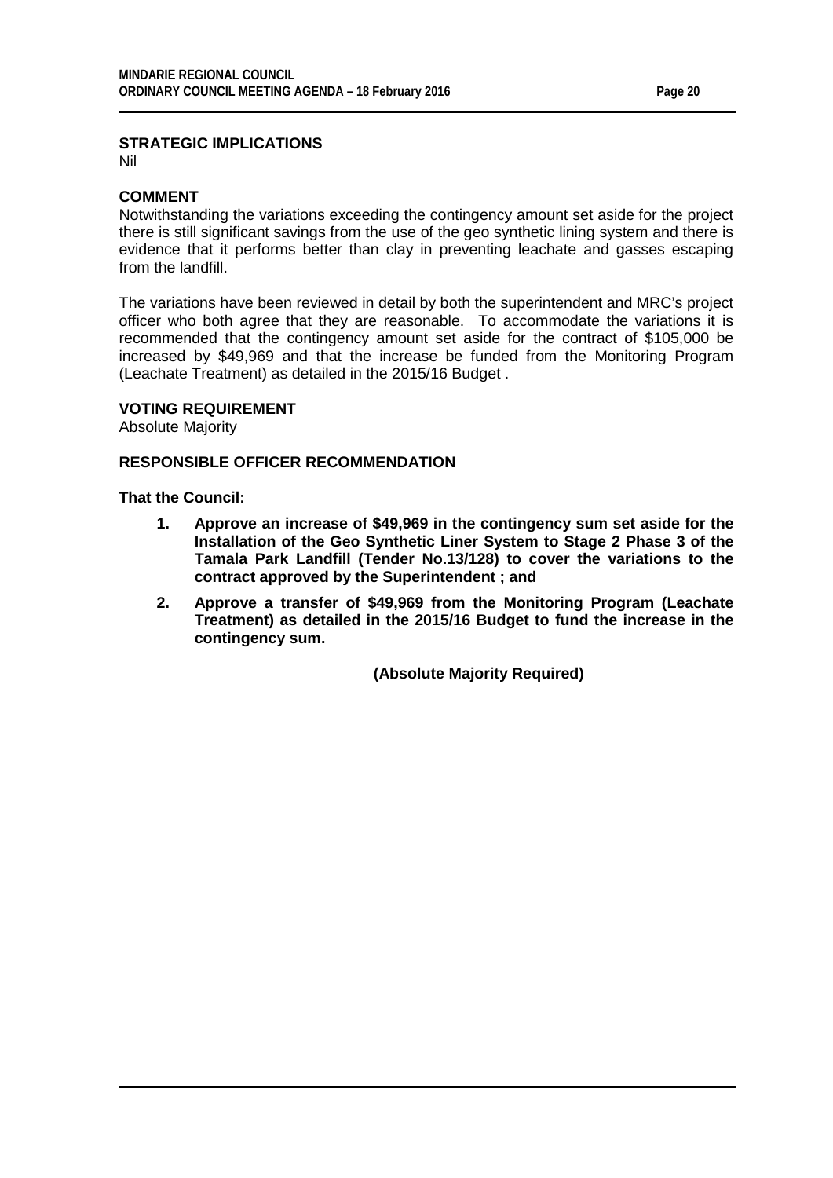## STRATEGIC IMPLICATIONS

Nil

## COMMENT

Notwithstanding the variations exceeding the contingency amount set aside for the project there is still significant savings from the use of the geo synthetic lining system and there is evidence that it performs better than clay in preventing leachate and gasses escaping from the landfill.

The variations have been reviewed in detail by both the superintendent and MRC's project officer who both agree that they are reasonable. To accommodate the variations it is recommended that the contingency amount set aside for the contract of $105,000 be increased by $49,969 and that the increase be funded from the Monitoring Program (Leachate Treatment) as detailed in the 2015/16 Budget .

## VOTING REQUIREMENT

Absolute Majority

## RESPONSIBLE OFFICER RECOMMENDATION

**That the Council:**

1. **Approve an increase of $49,969 in the contingency sum set aside for the Installation of the Geo Synthetic Liner System to Stage 2 Phase 3 of the Tamala Park Landfill (Tender No.13/128) to cover the variations to the contract approved by the Superintendent ; and**
2. **Approve a transfer of $49,969 from the Monitoring Program (Leachate Treatment) as detailed in the 2015/16 Budget to fund the increase in the contingency sum.**

**(Absolute Majority Required)**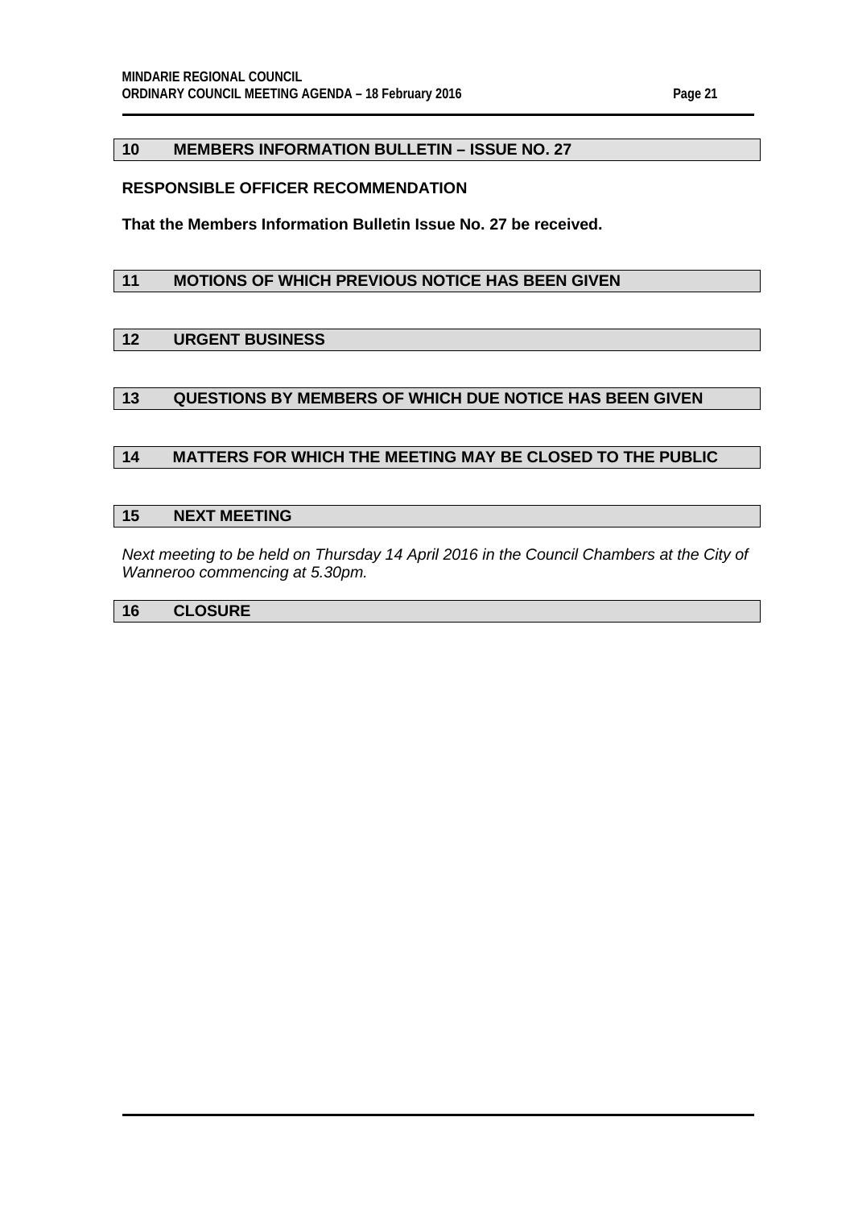## 10 MEMBERS INFORMATION BULLETIN – ISSUE NO. 27

**RESPONSIBLE OFFICER RECOMMENDATION**

**That the Members Information Bulletin Issue No. 27 be received.**

## 11 MOTIONS OF WHICH PREVIOUS NOTICE HAS BEEN GIVEN

## 12 URGENT BUSINESS

## 13 QUESTIONS BY MEMBERS OF WHICH DUE NOTICE HAS BEEN GIVEN

## 14 MATTERS FOR WHICH THE MEETING MAY BE CLOSED TO THE PUBLIC

## 15 NEXT MEETING

*Next meeting to be held on Thursday 14 April 2016 in the Council Chambers at the City of Wanneroo commencing at 5.30pm.*

## 16 CLOSURE